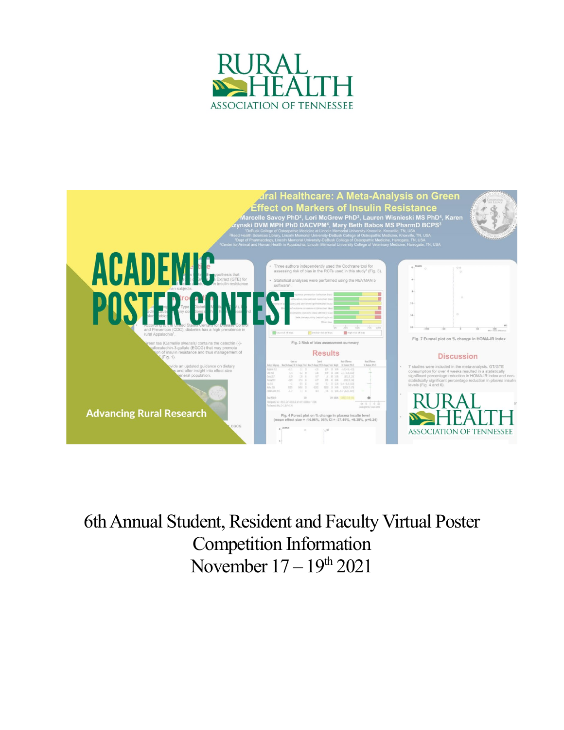6th Annual Student, Resident and Faculty Virtual Poster Competition Information

November 17 – 19th 2021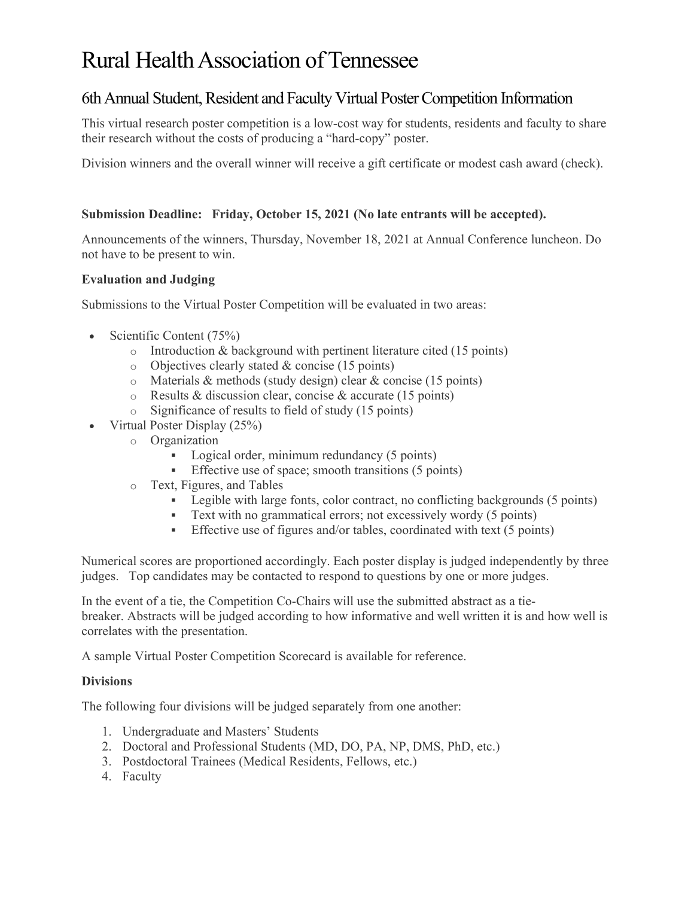# Rural Health Association of Tennessee

## 6th Annual Student, Resident and Faculty Virtual Poster Competition Information

This virtual research poster competition is a low-cost way for students, residents and faculty to share their research without the costs of producing a "hard-copy" poster.

Division winners and the overall winner will receive a gift certificate or modest cash award (check).

**Submission Deadline: Friday, October 15, 2021 (No late entrants will be accepted).**

Announcements of the winners, Thursday, November 18, 2021 at Annual Conference luncheon. Do not have to be present to win.

**Evaluation and Judging**

Submissions to the Virtual Poster Competition will be evaluated in two areas:

- Scientific Content (75%)
  - Introduction & background with pertinent literature cited (15 points)
  - Objectives clearly stated & concise (15 points)
  - Materials & methods (study design) clear & concise (15 points)
  - Results & discussion clear, concise & accurate (15 points)
  - Significance of results to field of study (15 points)
- Virtual Poster Display (25%)
  - Organization
    - Logical order, minimum redundancy (5 points)
    - Effective use of space; smooth transitions (5 points)
  - Text, Figures, and Tables
    - Legible with large fonts, color contract, no conflicting backgrounds (5 points)
    - Text with no grammatical errors; not excessively wordy (5 points)
    - Effective use of figures and/or tables, coordinated with text (5 points)

Numerical scores are proportioned accordingly. Each poster display is judged independently by three judges. Top candidates may be contacted to respond to questions by one or more judges.

In the event of a tie, the Competition Co-Chairs will use the submitted abstract as a tie-breaker. Abstracts will be judged according to how informative and well written it is and how well is correlates with the presentation.

A sample Virtual Poster Competition Scorecard is available for reference.

**Divisions**

The following four divisions will be judged separately from one another:

1. Undergraduate and Masters' Students
2. Doctoral and Professional Students (MD, DO, PA, NP, DMS, PhD, etc.)
3. Postdoctoral Trainees (Medical Residents, Fellows, etc.)
4. Faculty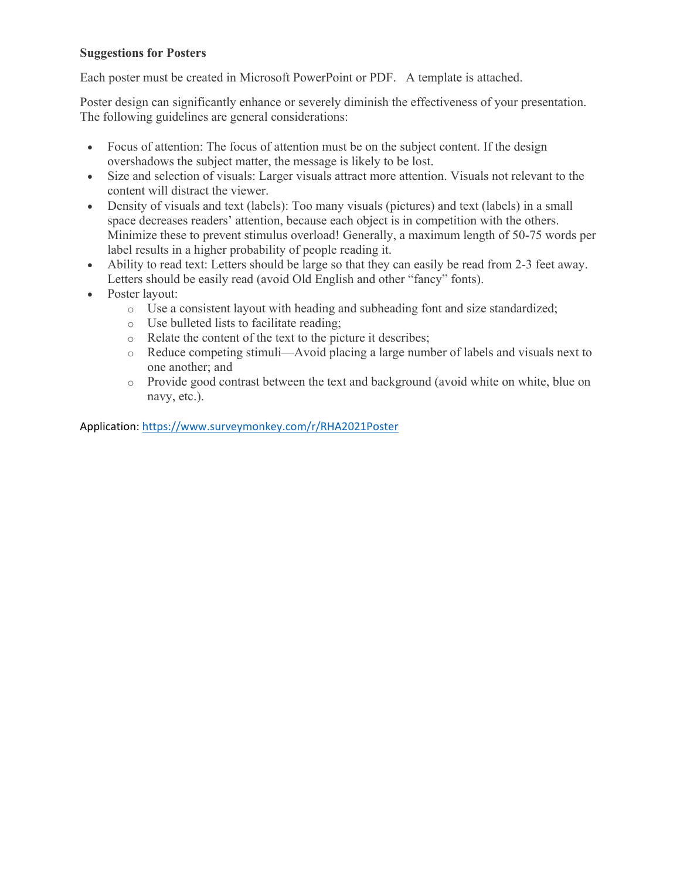**Suggestions for Posters**

Each poster must be created in Microsoft PowerPoint or PDF. A template is attached.

Poster design can significantly enhance or severely diminish the effectiveness of your presentation. The following guidelines are general considerations:

- Focus of attention: The focus of attention must be on the subject content. If the design overshadows the subject matter, the message is likely to be lost.
- Size and selection of visuals: Larger visuals attract more attention. Visuals not relevant to the content will distract the viewer.
- Density of visuals and text (labels): Too many visuals (pictures) and text (labels) in a small space decreases readers' attention, because each object is in competition with the others. Minimize these to prevent stimulus overload! Generally, a maximum length of 50-75 words per label results in a higher probability of people reading it.
- Ability to read text: Letters should be large so that they can easily be read from 2-3 feet away. Letters should be easily read (avoid Old English and other "fancy" fonts).
- Poster layout:
  - Use a consistent layout with heading and subheading font and size standardized;
  - Use bulleted lists to facilitate reading;
  - Relate the content of the text to the picture it describes;
  - Reduce competing stimuli—Avoid placing a large number of labels and visuals next to one another; and
  - Provide good contrast between the text and background (avoid white on white, blue on navy, etc.).

Application: https://www.surveymonkey.com/r/RHA2021Poster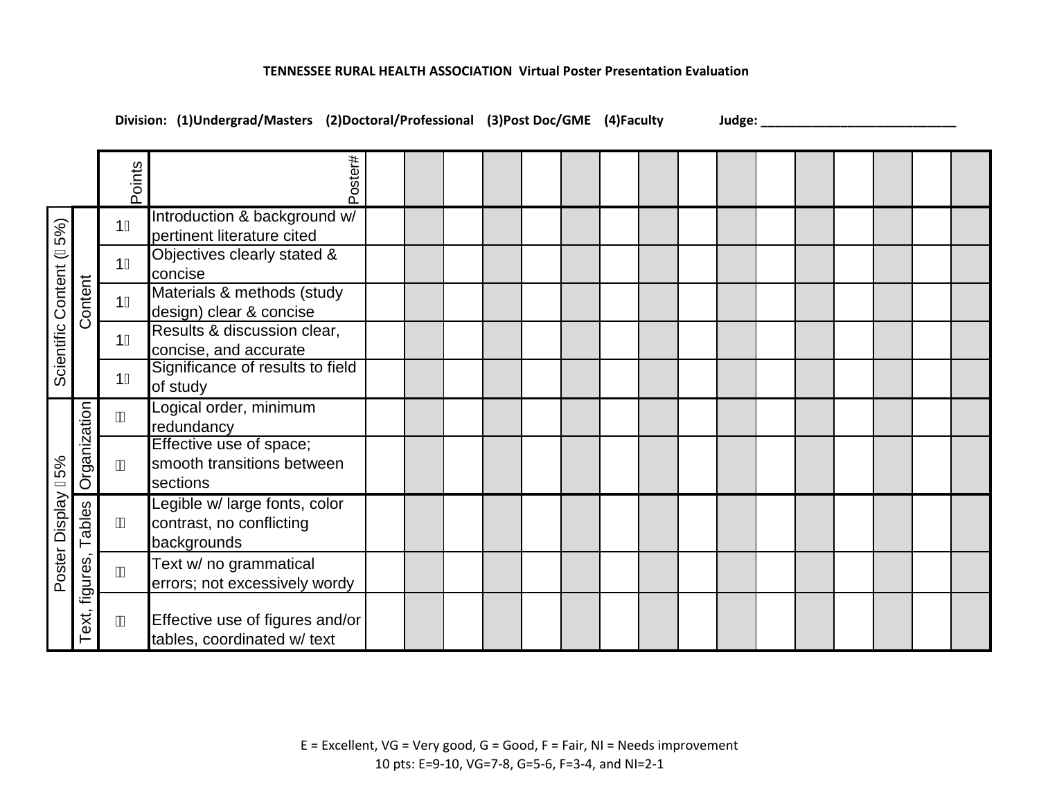**TENNESSEE RURAL HEALTH ASSOCIATION Virtual Poster Presentation Evaluation**

**Division: (1)Undergrad/Masters (2)Doctoral/Professional (3)Post Doc/GME (4)Faculty Judge: ___________________________**

| | | Points | Poster# | | | | | | | | | | | | | | | | |
|---|---|---|---|---|---|---|---|---|---|---|---|---|---|---|---|---|---|---|---|
| Scientific Content (5%) | Content | 1 | Introduction & background w/ pertinent literature cited | | | | | | | | | | | | | | | | |
| | | 1 | Objectives clearly stated & concise | | | | | | | | | | | | | | | | |
| | | 1 | Materials & methods (study design) clear & concise | | | | | | | | | | | | | | | | |
| | | 1 | Results & discussion clear, concise, and accurate | | | | | | | | | | | | | | | | |
| | | 1 | Significance of results to field of study | | | | | | | | | | | | | | | | |
| Poster Display 5% | Organization | | Logical order, minimum redundancy | | | | | | | | | | | | | | | | |
| | | | Effective use of space; smooth transitions between sections | | | | | | | | | | | | | | | | |
| | Text, figures, Tables | | Legible w/ large fonts, color contrast, no conflicting backgrounds | | | | | | | | | | | | | | | | |
| | | | Text w/ no grammatical errors; not excessively wordy | | | | | | | | | | | | | | | | |
| | | | Effective use of figures and/or tables, coordinated w/ text | | | | | | | | | | | | | | | | |

E = Excellent, VG = Very good, G = Good, F = Fair, NI = Needs improvement

10 pts: E=9-10, VG=7-8, G=5-6, F=3-4, and NI=2-1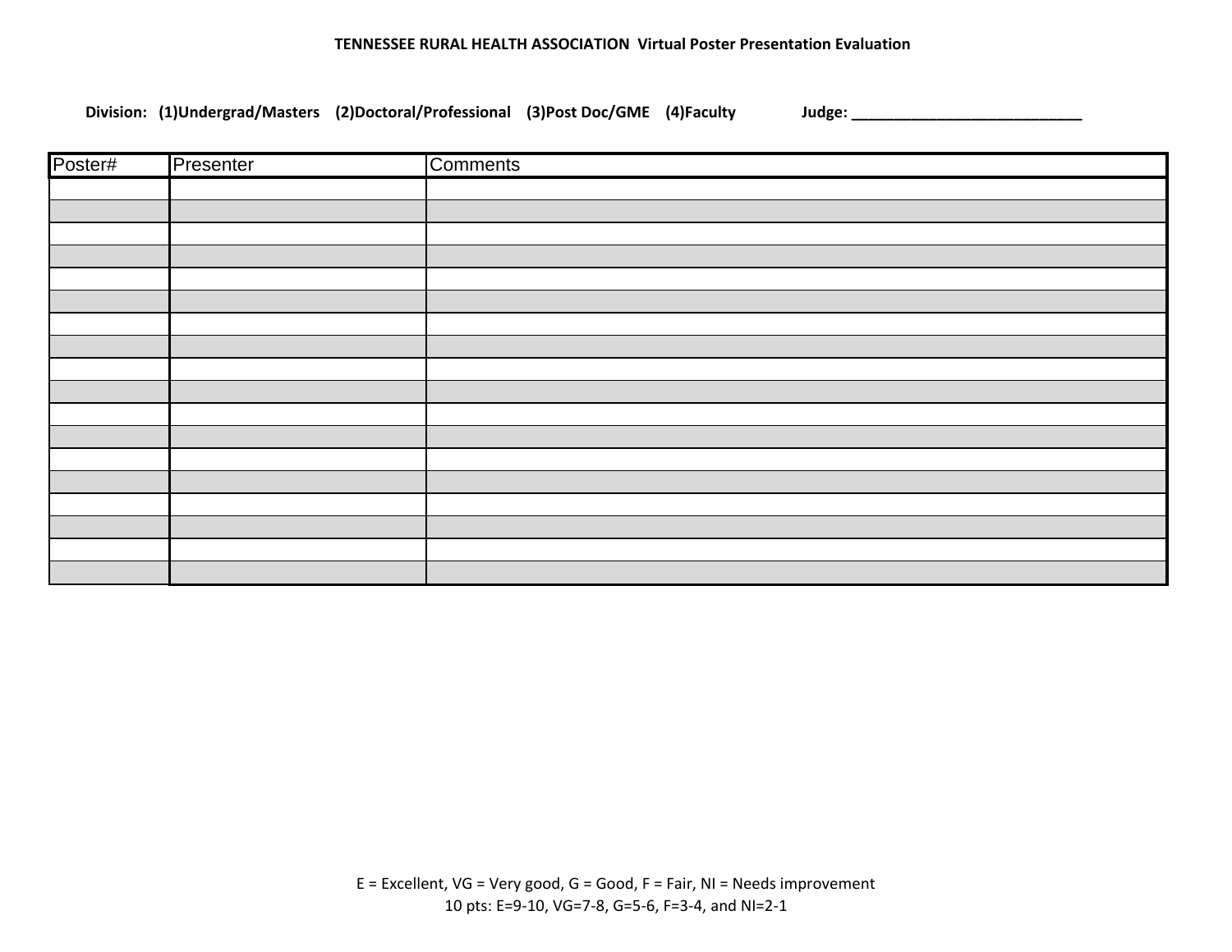**TENNESSEE RURAL HEALTH ASSOCIATION Virtual Poster Presentation Evaluation**

**Division: (1)Undergrad/Masters (2)Doctoral/Professional (3)Post Doc/GME (4)Faculty** **Judge: ____________________________**

| Poster# | Presenter | Comments |
|---|---|---|
| | | |
| | | |
| | | |
| | | |
| | | |
| | | |
| | | |
| | | |
| | | |
| | | |
| | | |
| | | |
| | | |
| | | |
| | | |
| | | |
| | | |
| | | |

E = Excellent, VG = Very good, G = Good, F = Fair, NI = Needs improvement
10 pts: E=9-10, VG=7-8, G=5-6, F=3-4, and NI=2-1